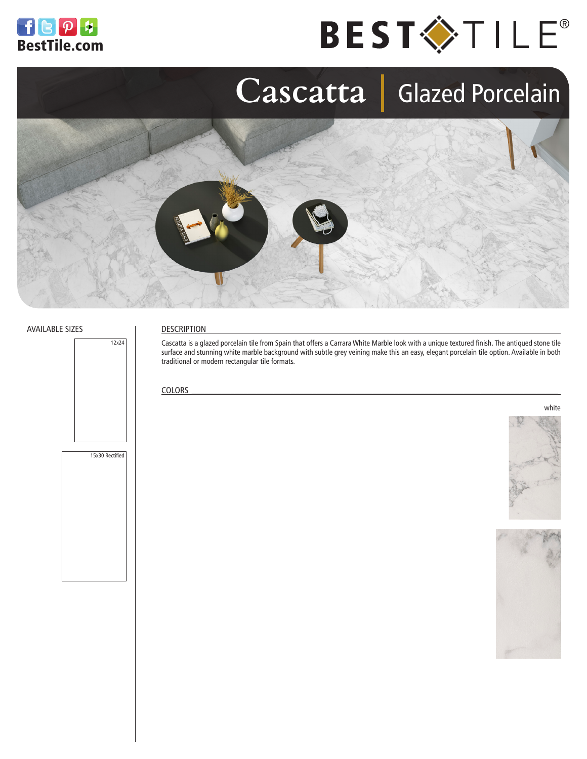BestTile.com

# BEST TILE®

# Cascatta | Glazed Porcelain

## AVAILABLE SIZES

12x24

15x30 Rectified

## DESCRIPTION

Cascatta is a glazed porcelain tile from Spain that offers a Carrara White Marble look with a unique textured finish. The antiqued stone tile surface and stunning white marble background with subtle grey veining make this an easy, elegant porcelain tile option. Available in both traditional or modern rectangular tile formats.

## COLORS

white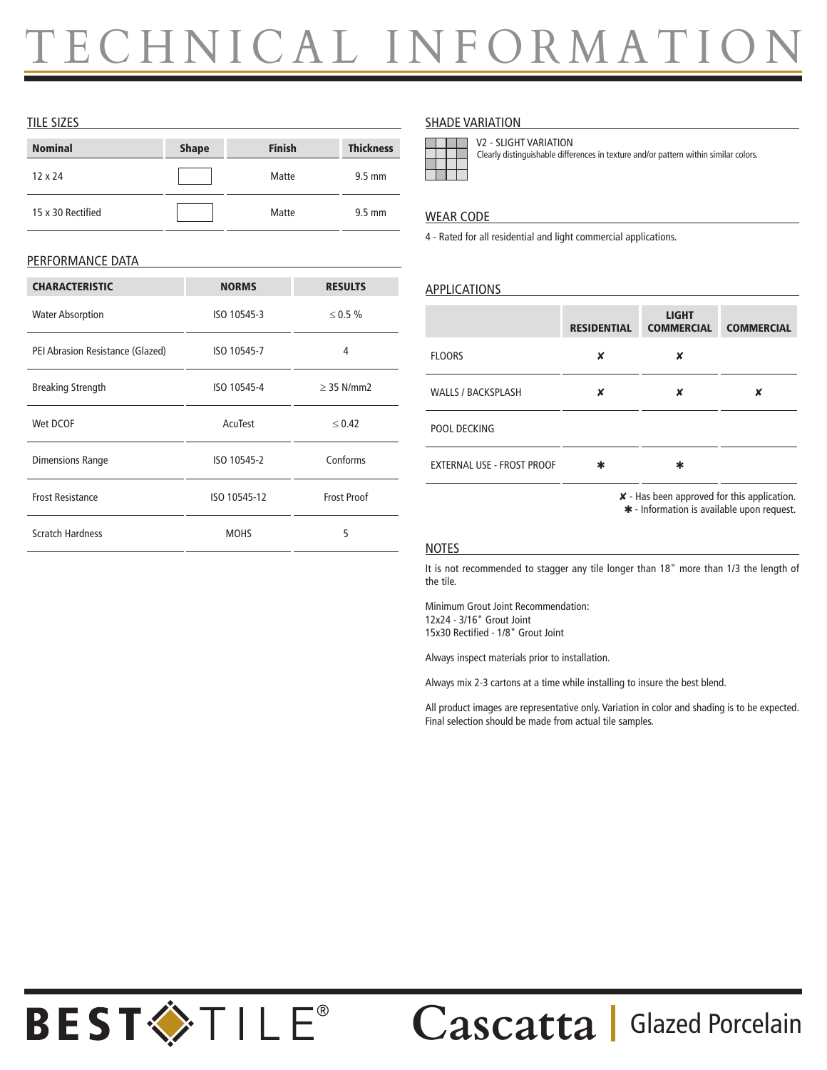# TECHNICAL INFORMATION

## TILE SIZES

| Nominal | Shape | Finish | Thickness |
|---|---|---|---|
| 12 x 24 | | Matte | 9.5 mm |
| 15 x 30 Rectified | | Matte | 9.5 mm |

## PERFORMANCE DATA

| CHARACTERISTIC | NORMS | RESULTS |
|---|---|---|
| Water Absorption | ISO 10545-3 | ≤ 0.5 % |
| PEI Abrasion Resistance (Glazed) | ISO 10545-7 | 4 |
| Breaking Strength | ISO 10545-4 | ≥ 35 N/mm2 |
| Wet DCOF | AcuTest | ≤ 0.42 |
| Dimensions Range | ISO 10545-2 | Conforms |
| Frost Resistance | ISO 10545-12 | Frost Proof |
| Scratch Hardness | MOHS | 5 |

## SHADE VARIATION

V2 - SLIGHT VARIATION
Clearly distinguishable differences in texture and/or pattern within similar colors.

## WEAR CODE

4 - Rated for all residential and light commercial applications.

## APPLICATIONS

| | RESIDENTIAL | LIGHT COMMERCIAL | COMMERCIAL |
|---|---|---|---|
| FLOORS | ✘ | ✘ | |
| WALLS / BACKSPLASH | ✘ | ✘ | ✘ |
| POOL DECKING | | | |
| EXTERNAL USE - FROST PROOF | ✱ | ✱ | |

✘ - Has been approved for this application.
✱ - Information is available upon request.

## NOTES

It is not recommended to stagger any tile longer than 18" more than 1/3 the length of the tile.

Minimum Grout Joint Recommendation:
12x24 - 3/16" Grout Joint
15x30 Rectified - 1/8" Grout Joint

Always inspect materials prior to installation.

Always mix 2-3 cartons at a time while installing to insure the best blend.

All product images are representative only. Variation in color and shading is to be expected. Final selection should be made from actual tile samples.

BEST TILE®

Cascatta | Glazed Porcelain